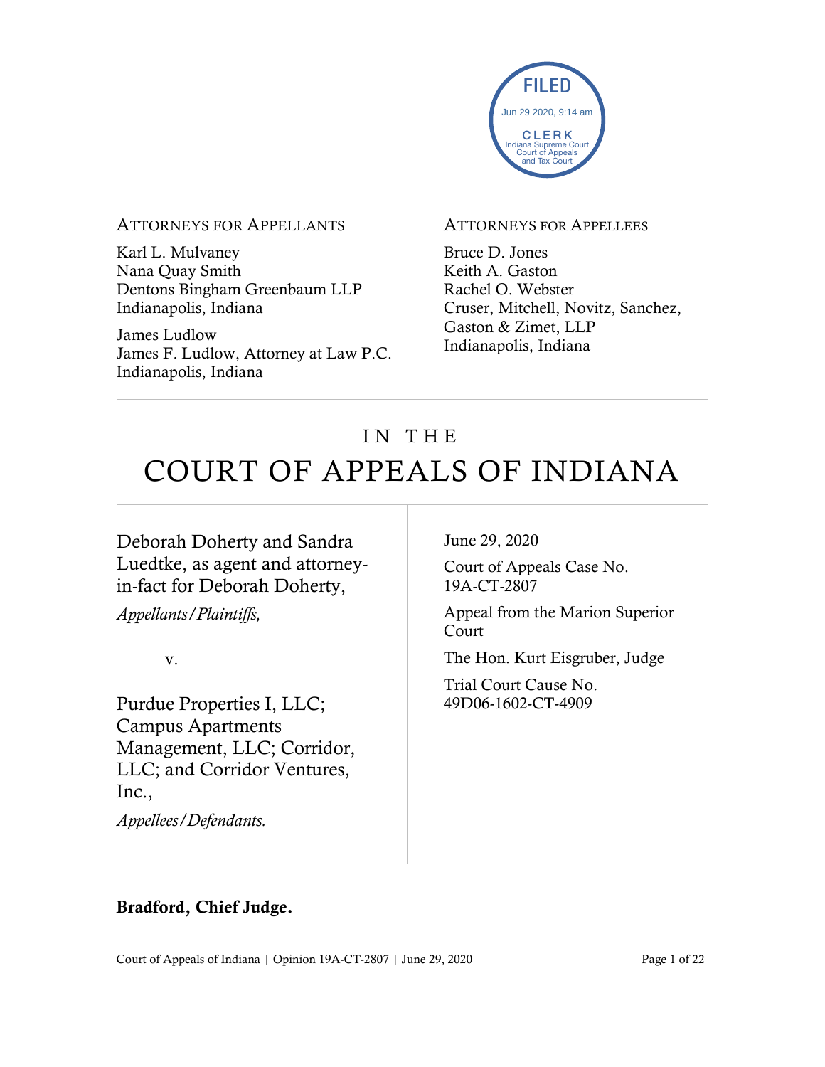FILED
Jun 29 2020, 9:14 am
CLERK
Indiana Supreme Court
Court of Appeals
and Tax Court

ATTORNEYS FOR APPELLANTS

Karl L. Mulvaney
Nana Quay Smith
Dentons Bingham Greenbaum LLP
Indianapolis, Indiana

James Ludlow
James F. Ludlow, Attorney at Law P.C.
Indianapolis, Indiana

ATTORNEYS FOR APPELLEES

Bruce D. Jones
Keith A. Gaston
Rachel O. Webster
Cruser, Mitchell, Novitz, Sanchez, Gaston & Zimet, LLP
Indianapolis, Indiana

# IN THE COURT OF APPEALS OF INDIANA

Deborah Doherty and Sandra Luedtke, as agent and attorney-in-fact for Deborah Doherty,

*Appellants/Plaintiffs,*

v.

Purdue Properties I, LLC; Campus Apartments Management, LLC; Corridor, LLC; and Corridor Ventures, Inc.,

*Appellees/Defendants.*

June 29, 2020

Court of Appeals Case No. 19A-CT-2807

Appeal from the Marion Superior Court

The Hon. Kurt Eisgruber, Judge

Trial Court Cause No. 49D06-1602-CT-4909

**Bradford, Chief Judge.**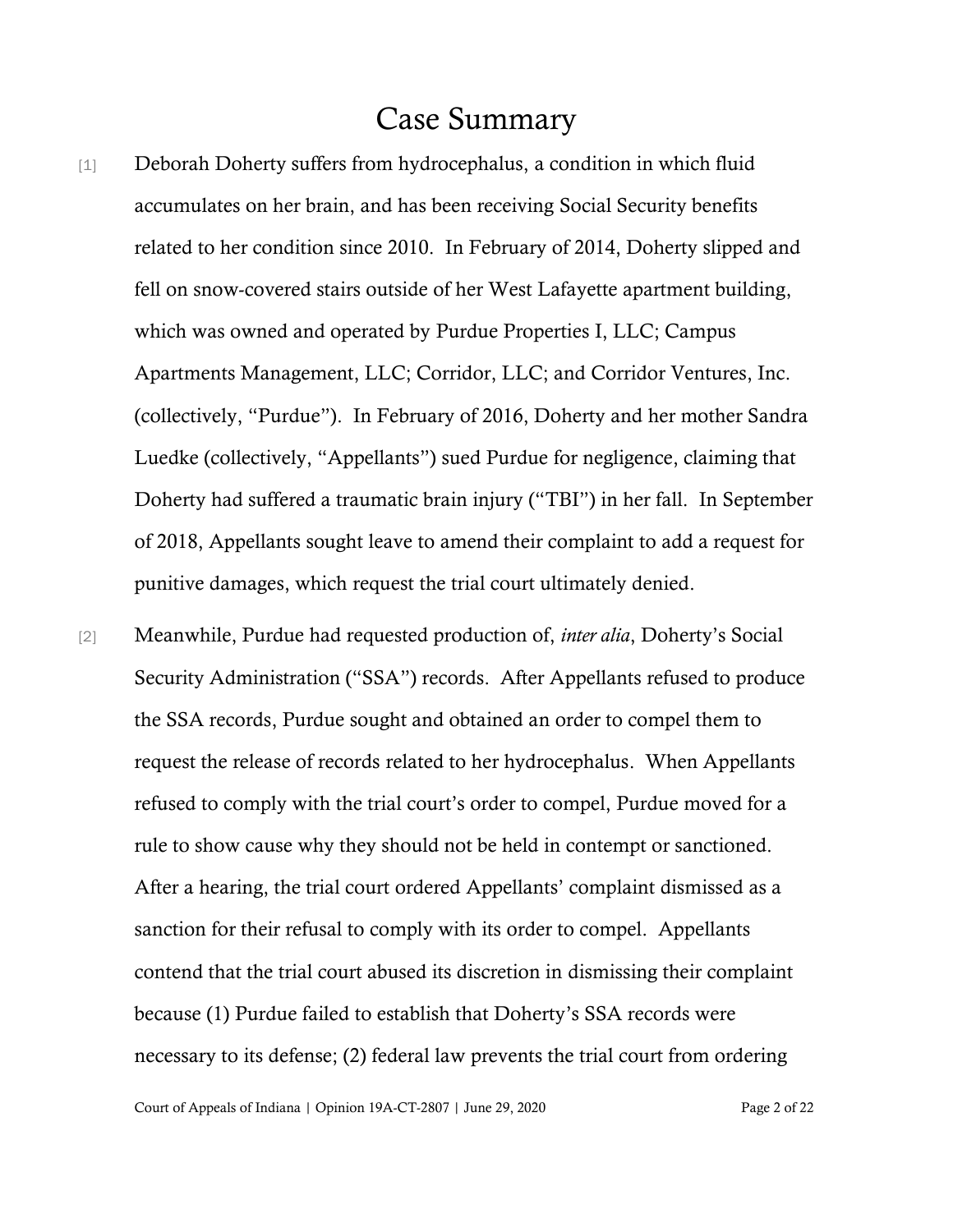# Case Summary

[1] Deborah Doherty suffers from hydrocephalus, a condition in which fluid accumulates on her brain, and has been receiving Social Security benefits related to her condition since 2010. In February of 2014, Doherty slipped and fell on snow-covered stairs outside of her West Lafayette apartment building, which was owned and operated by Purdue Properties I, LLC; Campus Apartments Management, LLC; Corridor, LLC; and Corridor Ventures, Inc. (collectively, "Purdue"). In February of 2016, Doherty and her mother Sandra Luedke (collectively, "Appellants") sued Purdue for negligence, claiming that Doherty had suffered a traumatic brain injury ("TBI") in her fall. In September of 2018, Appellants sought leave to amend their complaint to add a request for punitive damages, which request the trial court ultimately denied.

[2] Meanwhile, Purdue had requested production of, *inter alia*, Doherty's Social Security Administration ("SSA") records. After Appellants refused to produce the SSA records, Purdue sought and obtained an order to compel them to request the release of records related to her hydrocephalus. When Appellants refused to comply with the trial court's order to compel, Purdue moved for a rule to show cause why they should not be held in contempt or sanctioned. After a hearing, the trial court ordered Appellants' complaint dismissed as a sanction for their refusal to comply with its order to compel. Appellants contend that the trial court abused its discretion in dismissing their complaint because (1) Purdue failed to establish that Doherty's SSA records were necessary to its defense; (2) federal law prevents the trial court from ordering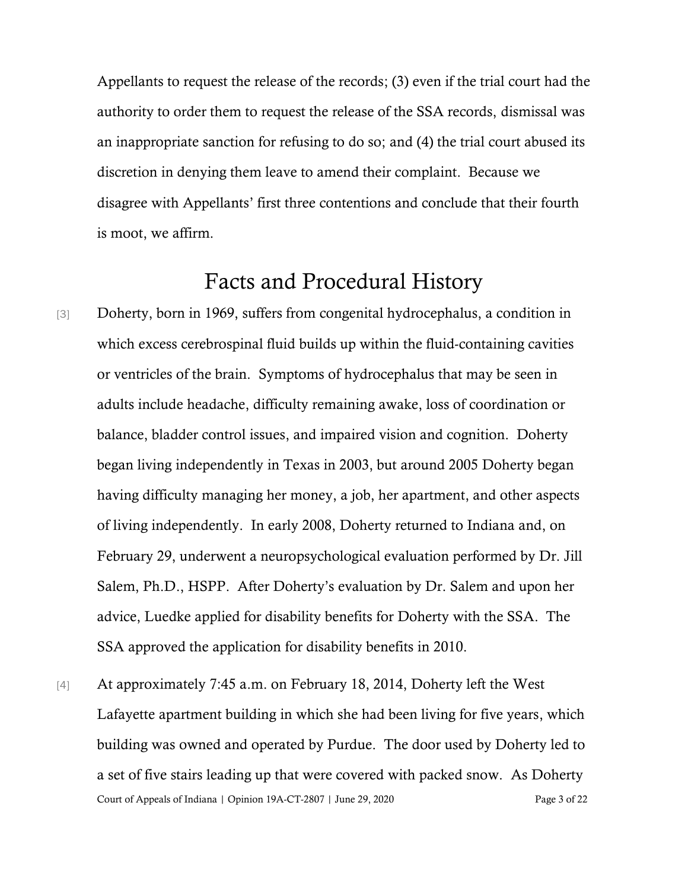Appellants to request the release of the records; (3) even if the trial court had the authority to order them to request the release of the SSA records, dismissal was an inappropriate sanction for refusing to do so; and (4) the trial court abused its discretion in denying them leave to amend their complaint. Because we disagree with Appellants' first three contentions and conclude that their fourth is moot, we affirm.

# Facts and Procedural History

[3] Doherty, born in 1969, suffers from congenital hydrocephalus, a condition in which excess cerebrospinal fluid builds up within the fluid-containing cavities or ventricles of the brain. Symptoms of hydrocephalus that may be seen in adults include headache, difficulty remaining awake, loss of coordination or balance, bladder control issues, and impaired vision and cognition. Doherty began living independently in Texas in 2003, but around 2005 Doherty began having difficulty managing her money, a job, her apartment, and other aspects of living independently. In early 2008, Doherty returned to Indiana and, on February 29, underwent a neuropsychological evaluation performed by Dr. Jill Salem, Ph.D., HSPP. After Doherty's evaluation by Dr. Salem and upon her advice, Luedke applied for disability benefits for Doherty with the SSA. The SSA approved the application for disability benefits in 2010.

[4] At approximately 7:45 a.m. on February 18, 2014, Doherty left the West Lafayette apartment building in which she had been living for five years, which building was owned and operated by Purdue. The door used by Doherty led to a set of five stairs leading up that were covered with packed snow. As Doherty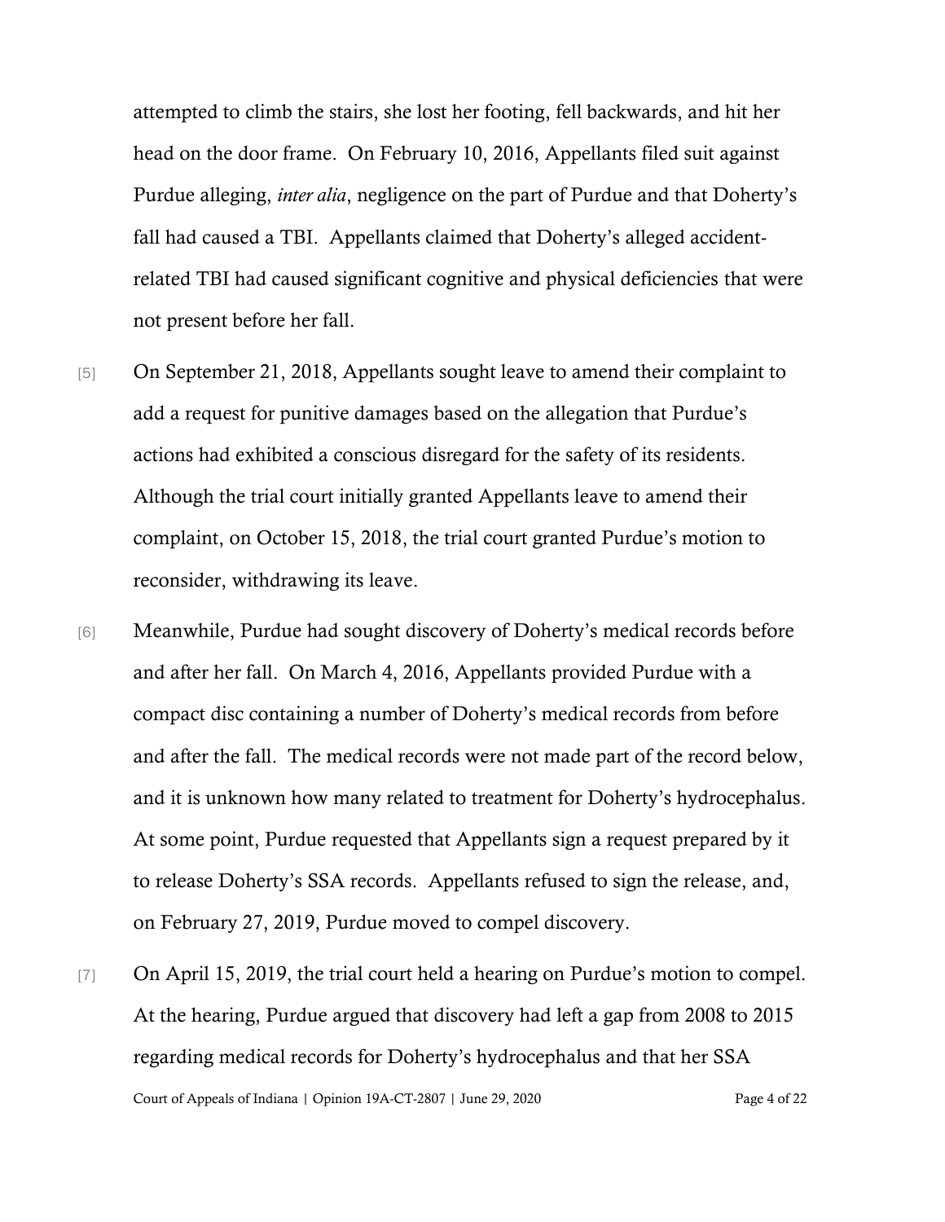attempted to climb the stairs, she lost her footing, fell backwards, and hit her head on the door frame. On February 10, 2016, Appellants filed suit against Purdue alleging, *inter alia*, negligence on the part of Purdue and that Doherty's fall had caused a TBI. Appellants claimed that Doherty's alleged accident-related TBI had caused significant cognitive and physical deficiencies that were not present before her fall.

[5] On September 21, 2018, Appellants sought leave to amend their complaint to add a request for punitive damages based on the allegation that Purdue's actions had exhibited a conscious disregard for the safety of its residents. Although the trial court initially granted Appellants leave to amend their complaint, on October 15, 2018, the trial court granted Purdue's motion to reconsider, withdrawing its leave.

[6] Meanwhile, Purdue had sought discovery of Doherty's medical records before and after her fall. On March 4, 2016, Appellants provided Purdue with a compact disc containing a number of Doherty's medical records from before and after the fall. The medical records were not made part of the record below, and it is unknown how many related to treatment for Doherty's hydrocephalus. At some point, Purdue requested that Appellants sign a request prepared by it to release Doherty's SSA records. Appellants refused to sign the release, and, on February 27, 2019, Purdue moved to compel discovery.

[7] On April 15, 2019, the trial court held a hearing on Purdue's motion to compel. At the hearing, Purdue argued that discovery had left a gap from 2008 to 2015 regarding medical records for Doherty's hydrocephalus and that her SSA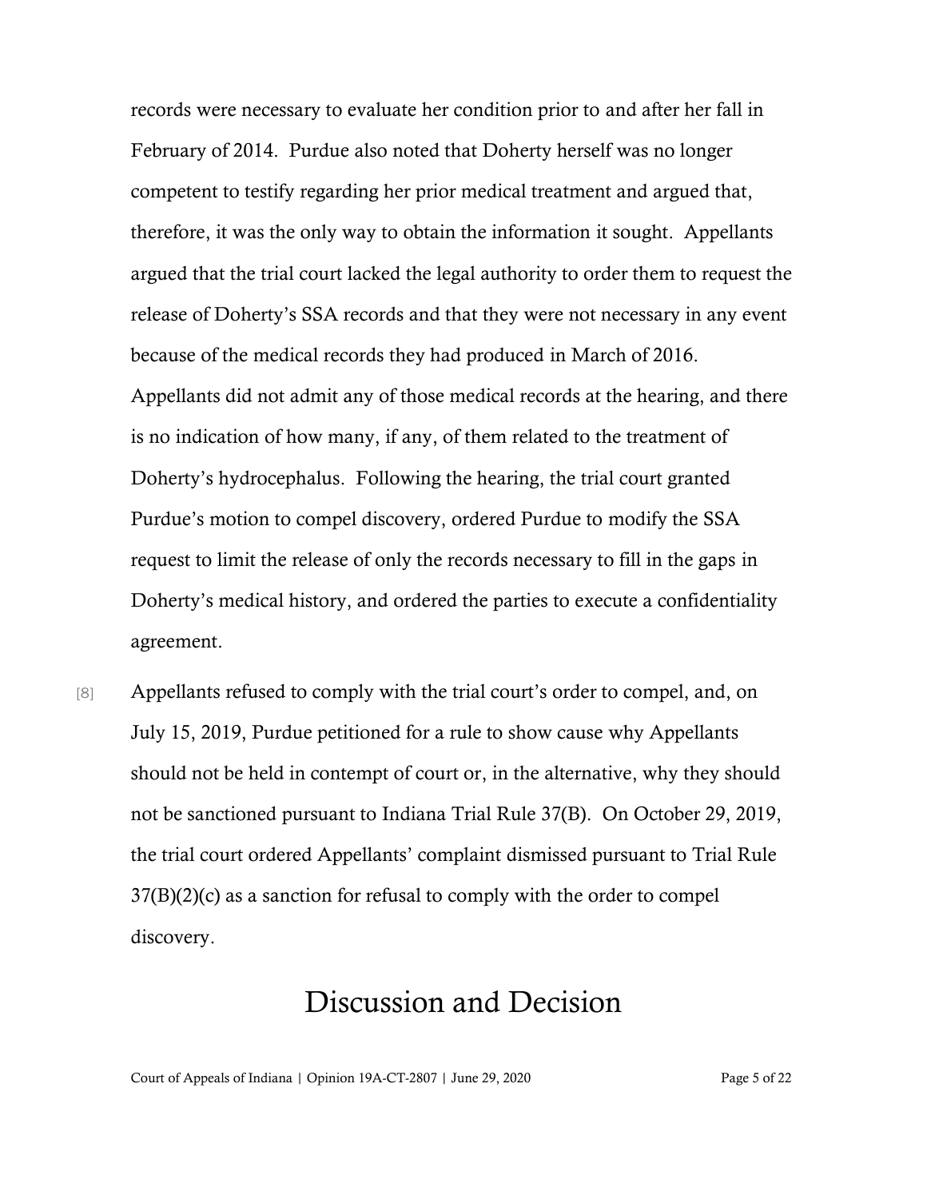records were necessary to evaluate her condition prior to and after her fall in February of 2014. Purdue also noted that Doherty herself was no longer competent to testify regarding her prior medical treatment and argued that, therefore, it was the only way to obtain the information it sought. Appellants argued that the trial court lacked the legal authority to order them to request the release of Doherty's SSA records and that they were not necessary in any event because of the medical records they had produced in March of 2016. Appellants did not admit any of those medical records at the hearing, and there is no indication of how many, if any, of them related to the treatment of Doherty's hydrocephalus. Following the hearing, the trial court granted Purdue's motion to compel discovery, ordered Purdue to modify the SSA request to limit the release of only the records necessary to fill in the gaps in Doherty's medical history, and ordered the parties to execute a confidentiality agreement.

[8] Appellants refused to comply with the trial court's order to compel, and, on July 15, 2019, Purdue petitioned for a rule to show cause why Appellants should not be held in contempt of court or, in the alternative, why they should not be sanctioned pursuant to Indiana Trial Rule 37(B). On October 29, 2019, the trial court ordered Appellants' complaint dismissed pursuant to Trial Rule 37(B)(2)(c) as a sanction for refusal to comply with the order to compel discovery.

# Discussion and Decision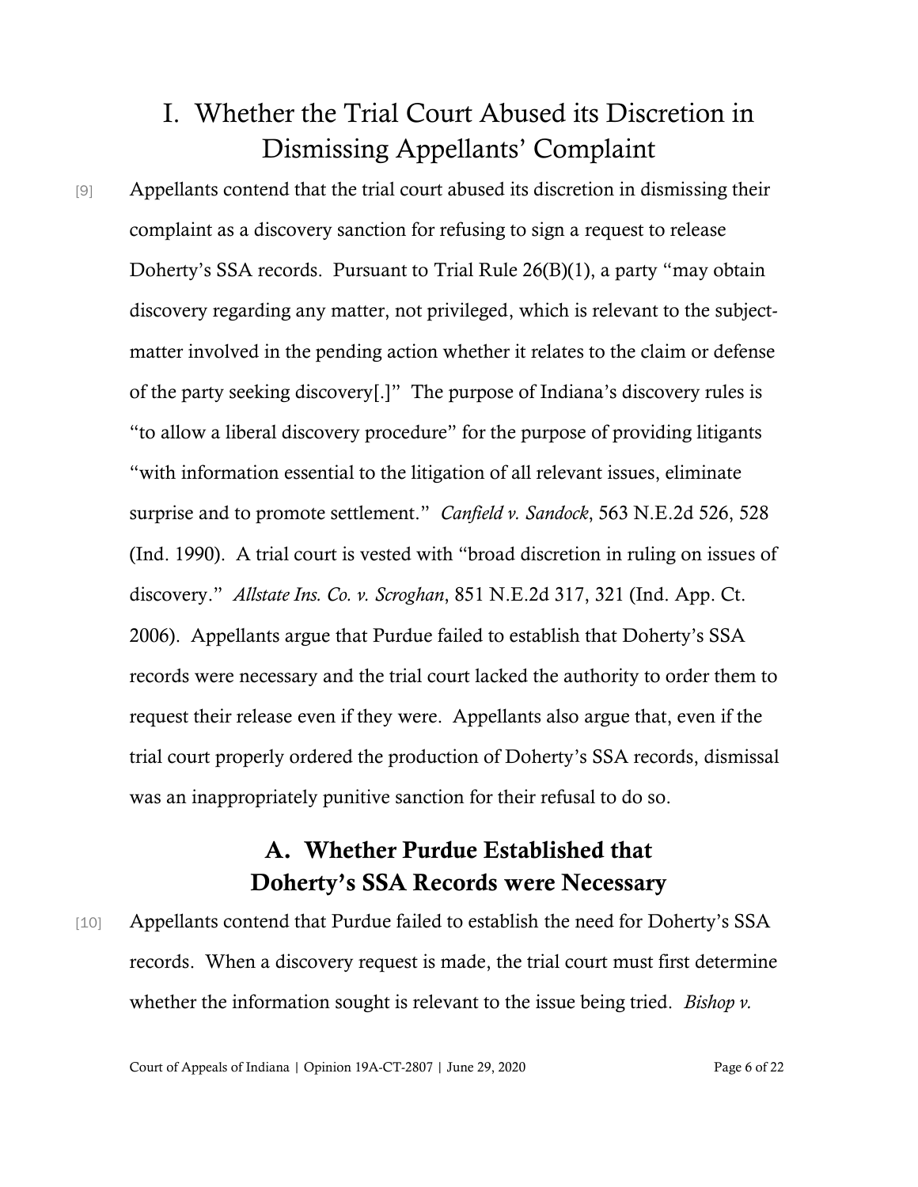# I. Whether the Trial Court Abused its Discretion in Dismissing Appellants' Complaint

[9] Appellants contend that the trial court abused its discretion in dismissing their complaint as a discovery sanction for refusing to sign a request to release Doherty's SSA records. Pursuant to Trial Rule 26(B)(1), a party "may obtain discovery regarding any matter, not privileged, which is relevant to the subject-matter involved in the pending action whether it relates to the claim or defense of the party seeking discovery[.]" The purpose of Indiana's discovery rules is "to allow a liberal discovery procedure" for the purpose of providing litigants "with information essential to the litigation of all relevant issues, eliminate surprise and to promote settlement." *Canfield v. Sandock*, 563 N.E.2d 526, 528 (Ind. 1990). A trial court is vested with "broad discretion in ruling on issues of discovery." *Allstate Ins. Co. v. Scroghan*, 851 N.E.2d 317, 321 (Ind. App. Ct. 2006). Appellants argue that Purdue failed to establish that Doherty's SSA records were necessary and the trial court lacked the authority to order them to request their release even if they were. Appellants also argue that, even if the trial court properly ordered the production of Doherty's SSA records, dismissal was an inappropriately punitive sanction for their refusal to do so.

## A. Whether Purdue Established that Doherty's SSA Records were Necessary

[10] Appellants contend that Purdue failed to establish the need for Doherty's SSA records. When a discovery request is made, the trial court must first determine whether the information sought is relevant to the issue being tried. *Bishop v.*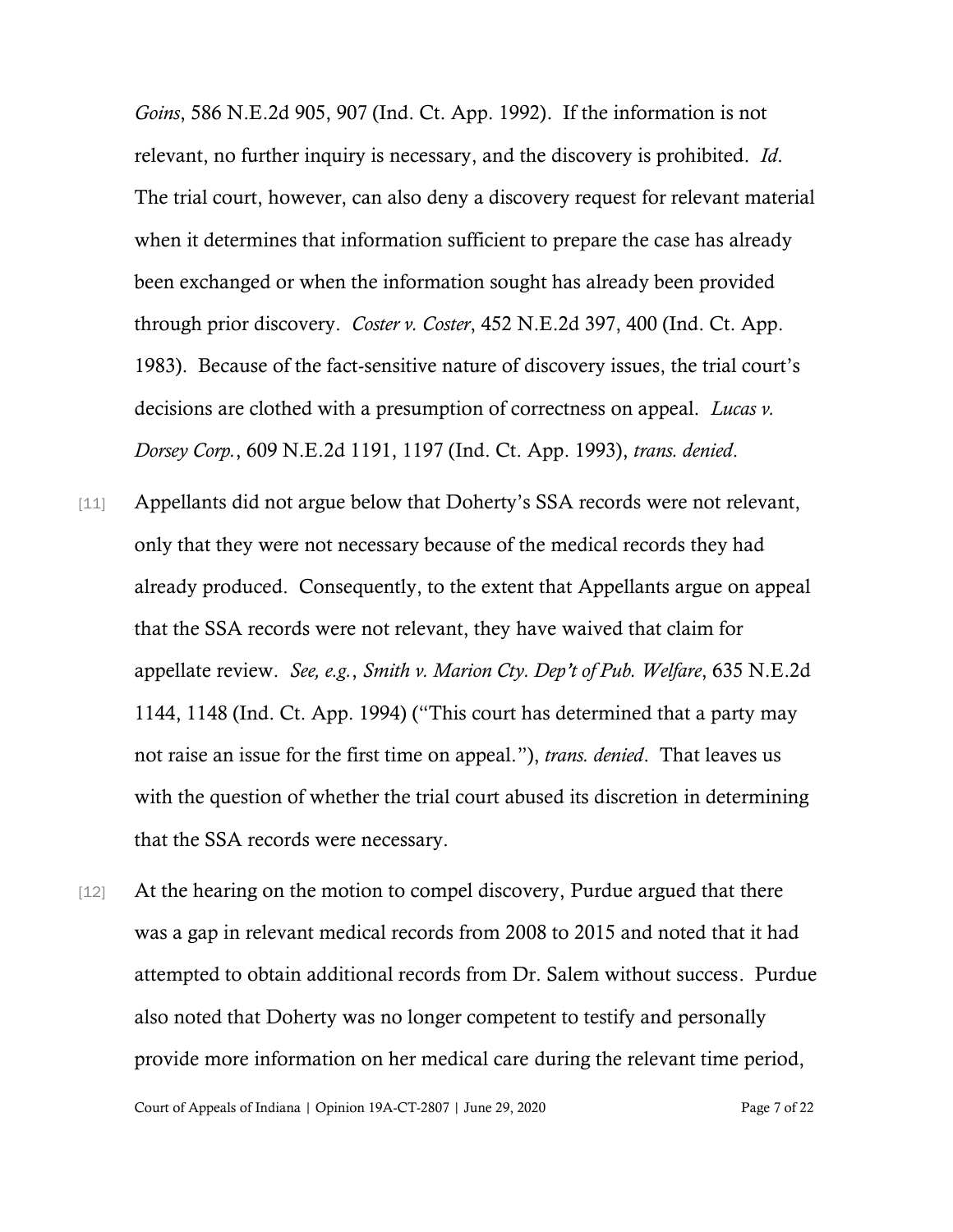*Goins*, 586 N.E.2d 905, 907 (Ind. Ct. App. 1992). If the information is not relevant, no further inquiry is necessary, and the discovery is prohibited. *Id*. The trial court, however, can also deny a discovery request for relevant material when it determines that information sufficient to prepare the case has already been exchanged or when the information sought has already been provided through prior discovery. *Coster v. Coster*, 452 N.E.2d 397, 400 (Ind. Ct. App. 1983). Because of the fact-sensitive nature of discovery issues, the trial court's decisions are clothed with a presumption of correctness on appeal. *Lucas v. Dorsey Corp.*, 609 N.E.2d 1191, 1197 (Ind. Ct. App. 1993), *trans. denied*.

[11] Appellants did not argue below that Doherty's SSA records were not relevant, only that they were not necessary because of the medical records they had already produced. Consequently, to the extent that Appellants argue on appeal that the SSA records were not relevant, they have waived that claim for appellate review. *See, e.g.*, *Smith v. Marion Cty. Dep't of Pub. Welfare*, 635 N.E.2d 1144, 1148 (Ind. Ct. App. 1994) ("This court has determined that a party may not raise an issue for the first time on appeal."), *trans. denied*. That leaves us with the question of whether the trial court abused its discretion in determining that the SSA records were necessary.

[12] At the hearing on the motion to compel discovery, Purdue argued that there was a gap in relevant medical records from 2008 to 2015 and noted that it had attempted to obtain additional records from Dr. Salem without success. Purdue also noted that Doherty was no longer competent to testify and personally provide more information on her medical care during the relevant time period,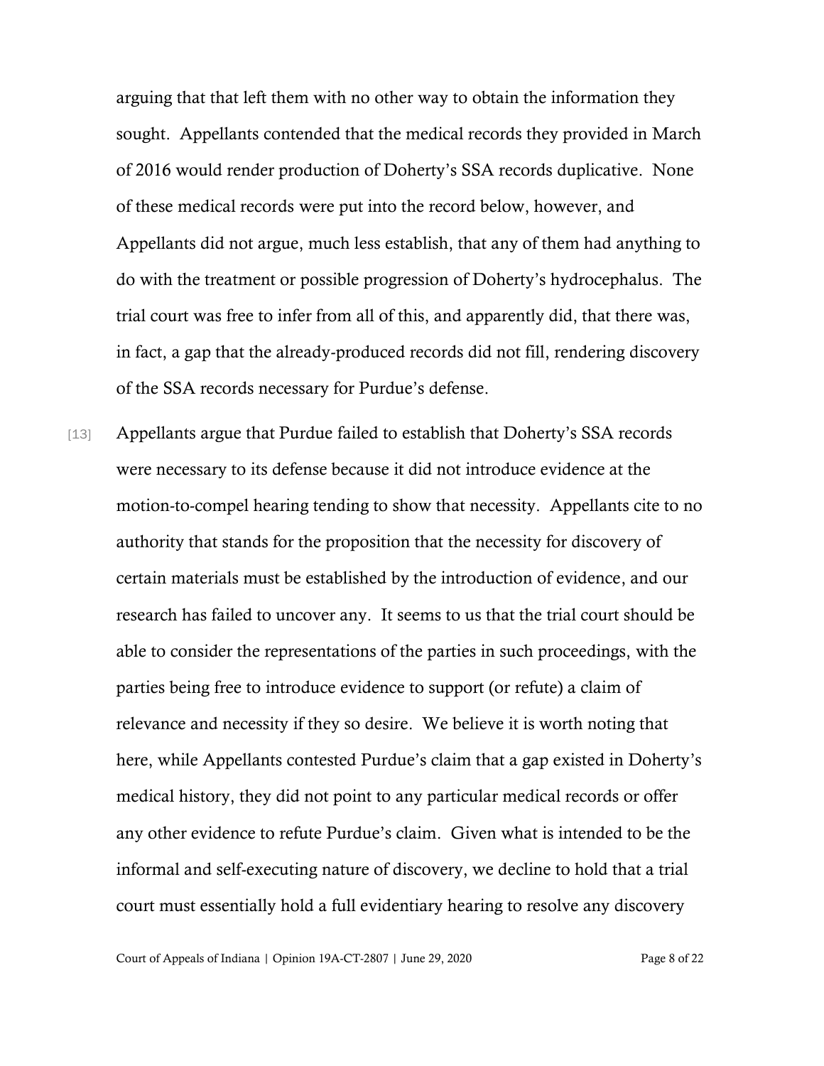arguing that that left them with no other way to obtain the information they sought. Appellants contended that the medical records they provided in March of 2016 would render production of Doherty's SSA records duplicative. None of these medical records were put into the record below, however, and Appellants did not argue, much less establish, that any of them had anything to do with the treatment or possible progression of Doherty's hydrocephalus. The trial court was free to infer from all of this, and apparently did, that there was, in fact, a gap that the already-produced records did not fill, rendering discovery of the SSA records necessary for Purdue's defense.

[13] Appellants argue that Purdue failed to establish that Doherty's SSA records were necessary to its defense because it did not introduce evidence at the motion-to-compel hearing tending to show that necessity. Appellants cite to no authority that stands for the proposition that the necessity for discovery of certain materials must be established by the introduction of evidence, and our research has failed to uncover any. It seems to us that the trial court should be able to consider the representations of the parties in such proceedings, with the parties being free to introduce evidence to support (or refute) a claim of relevance and necessity if they so desire. We believe it is worth noting that here, while Appellants contested Purdue's claim that a gap existed in Doherty's medical history, they did not point to any particular medical records or offer any other evidence to refute Purdue's claim. Given what is intended to be the informal and self-executing nature of discovery, we decline to hold that a trial court must essentially hold a full evidentiary hearing to resolve any discovery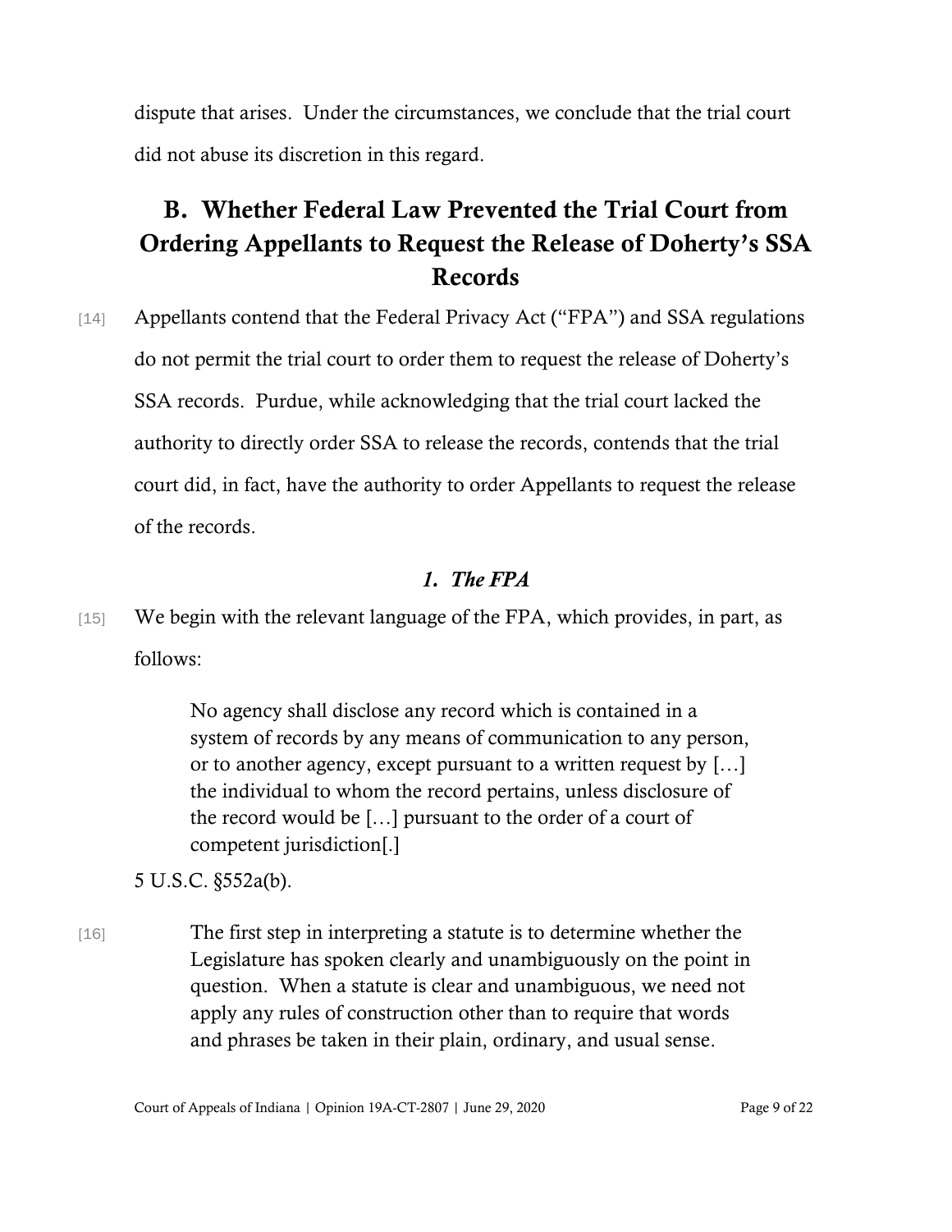dispute that arises. Under the circumstances, we conclude that the trial court did not abuse its discretion in this regard.

## B. Whether Federal Law Prevented the Trial Court from Ordering Appellants to Request the Release of Doherty's SSA Records

[14] Appellants contend that the Federal Privacy Act ("FPA") and SSA regulations do not permit the trial court to order them to request the release of Doherty's SSA records. Purdue, while acknowledging that the trial court lacked the authority to directly order SSA to release the records, contends that the trial court did, in fact, have the authority to order Appellants to request the release of the records.

### *1. The FPA*

[15] We begin with the relevant language of the FPA, which provides, in part, as follows:

> No agency shall disclose any record which is contained in a system of records by any means of communication to any person, or to another agency, except pursuant to a written request by […] the individual to whom the record pertains, unless disclosure of the record would be […] pursuant to the order of a court of competent jurisdiction[.]

5 U.S.C. §552a(b).

[16]

> The first step in interpreting a statute is to determine whether the Legislature has spoken clearly and unambiguously on the point in question. When a statute is clear and unambiguous, we need not apply any rules of construction other than to require that words and phrases be taken in their plain, ordinary, and usual sense.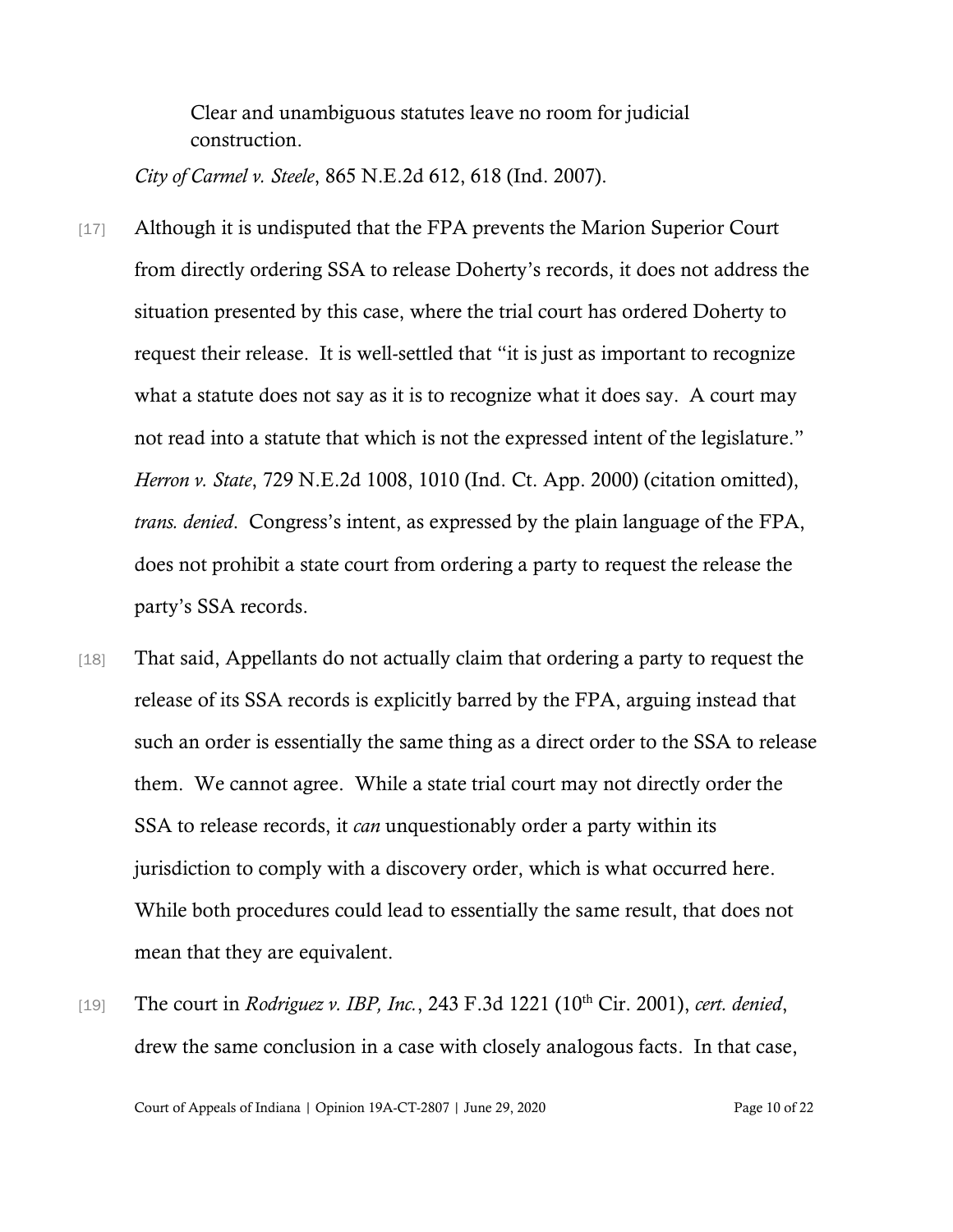> Clear and unambiguous statutes leave no room for judicial construction.

*City of Carmel v. Steele*, 865 N.E.2d 612, 618 (Ind. 2007).

[17] Although it is undisputed that the FPA prevents the Marion Superior Court from directly ordering SSA to release Doherty's records, it does not address the situation presented by this case, where the trial court has ordered Doherty to request their release. It is well-settled that "it is just as important to recognize what a statute does not say as it is to recognize what it does say. A court may not read into a statute that which is not the expressed intent of the legislature." *Herron v. State*, 729 N.E.2d 1008, 1010 (Ind. Ct. App. 2000) (citation omitted), *trans. denied*. Congress's intent, as expressed by the plain language of the FPA, does not prohibit a state court from ordering a party to request the release the party's SSA records.

[18] That said, Appellants do not actually claim that ordering a party to request the release of its SSA records is explicitly barred by the FPA, arguing instead that such an order is essentially the same thing as a direct order to the SSA to release them. We cannot agree. While a state trial court may not directly order the SSA to release records, it *can* unquestionably order a party within its jurisdiction to comply with a discovery order, which is what occurred here. While both procedures could lead to essentially the same result, that does not mean that they are equivalent.

[19] The court in *Rodriguez v. IBP, Inc.*, 243 F.3d 1221 (10th Cir. 2001), *cert. denied*, drew the same conclusion in a case with closely analogous facts. In that case,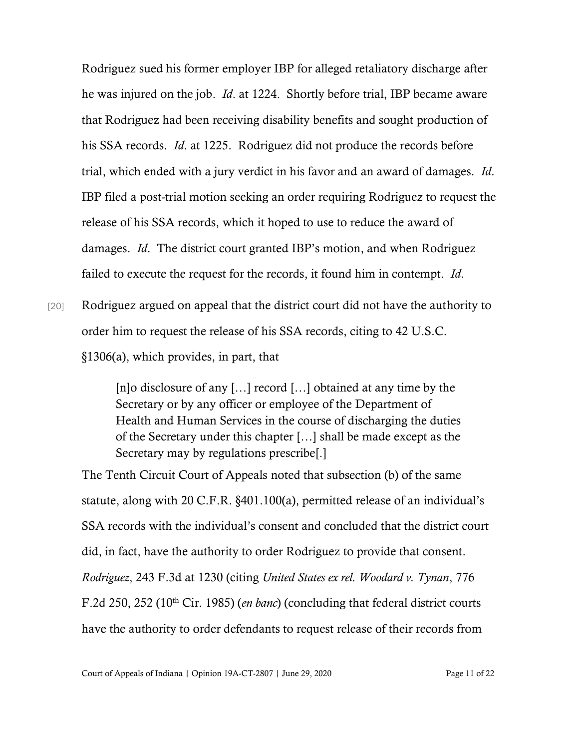Rodriguez sued his former employer IBP for alleged retaliatory discharge after he was injured on the job. *Id*. at 1224. Shortly before trial, IBP became aware that Rodriguez had been receiving disability benefits and sought production of his SSA records. *Id*. at 1225. Rodriguez did not produce the records before trial, which ended with a jury verdict in his favor and an award of damages. *Id*. IBP filed a post-trial motion seeking an order requiring Rodriguez to request the release of his SSA records, which it hoped to use to reduce the award of damages. *Id*. The district court granted IBP's motion, and when Rodriguez failed to execute the request for the records, it found him in contempt. *Id*.

[20] Rodriguez argued on appeal that the district court did not have the authority to order him to request the release of his SSA records, citing to 42 U.S.C. §1306(a), which provides, in part, that

> [n]o disclosure of any […] record […] obtained at any time by the Secretary or by any officer or employee of the Department of Health and Human Services in the course of discharging the duties of the Secretary under this chapter […] shall be made except as the Secretary may by regulations prescribe[.]

The Tenth Circuit Court of Appeals noted that subsection (b) of the same statute, along with 20 C.F.R. §401.100(a), permitted release of an individual's SSA records with the individual's consent and concluded that the district court did, in fact, have the authority to order Rodriguez to provide that consent. *Rodriguez*, 243 F.3d at 1230 (citing *United States ex rel. Woodard v. Tynan*, 776 F.2d 250, 252 (10th Cir. 1985) (*en banc*) (concluding that federal district courts have the authority to order defendants to request release of their records from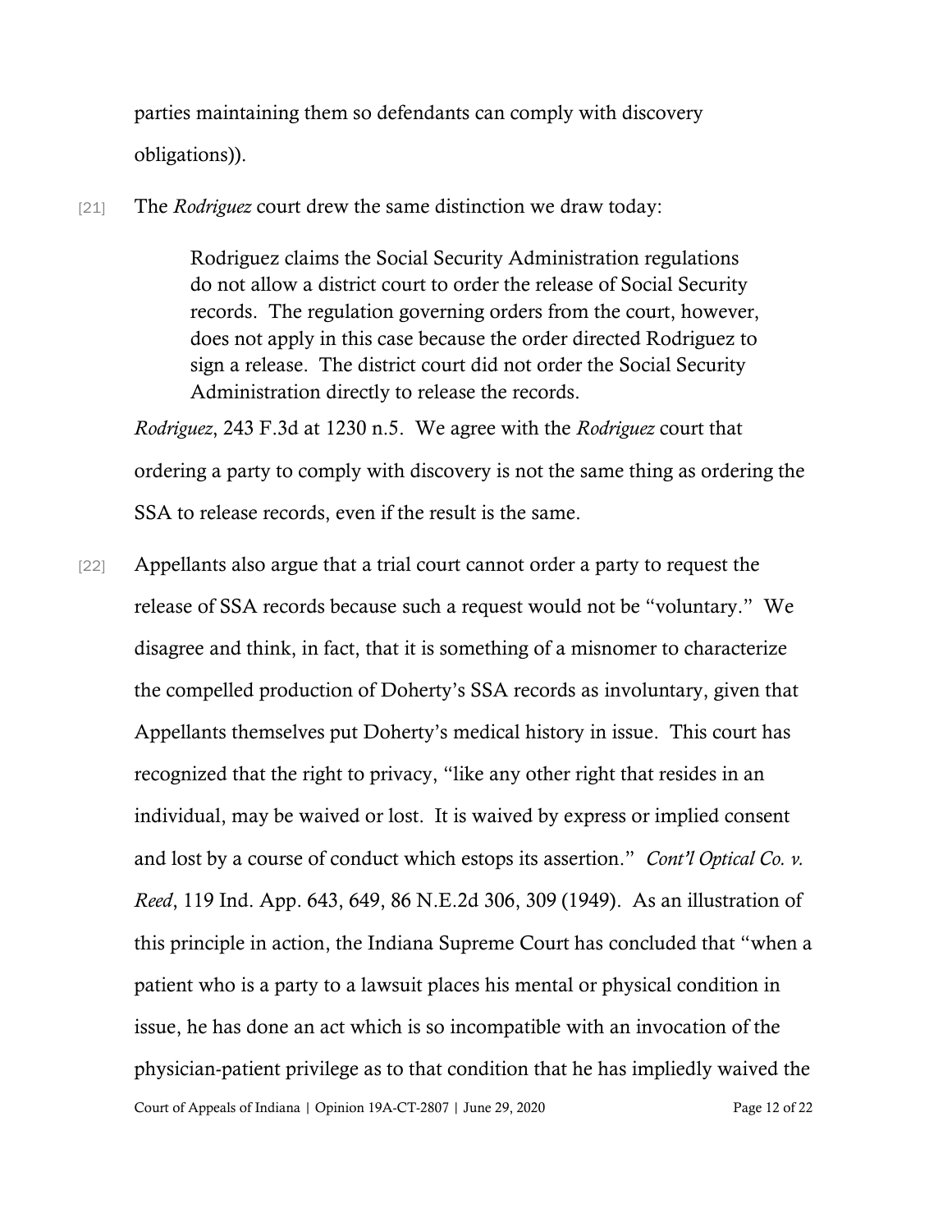parties maintaining them so defendants can comply with discovery obligations)).

[21] The *Rodriguez* court drew the same distinction we draw today:

> Rodriguez claims the Social Security Administration regulations do not allow a district court to order the release of Social Security records. The regulation governing orders from the court, however, does not apply in this case because the order directed Rodriguez to sign a release. The district court did not order the Social Security Administration directly to release the records.

*Rodriguez*, 243 F.3d at 1230 n.5. We agree with the *Rodriguez* court that ordering a party to comply with discovery is not the same thing as ordering the SSA to release records, even if the result is the same.

[22] Appellants also argue that a trial court cannot order a party to request the release of SSA records because such a request would not be "voluntary." We disagree and think, in fact, that it is something of a misnomer to characterize the compelled production of Doherty's SSA records as involuntary, given that Appellants themselves put Doherty's medical history in issue. This court has recognized that the right to privacy, "like any other right that resides in an individual, may be waived or lost. It is waived by express or implied consent and lost by a course of conduct which estops its assertion." *Cont'l Optical Co. v. Reed*, 119 Ind. App. 643, 649, 86 N.E.2d 306, 309 (1949). As an illustration of this principle in action, the Indiana Supreme Court has concluded that "when a patient who is a party to a lawsuit places his mental or physical condition in issue, he has done an act which is so incompatible with an invocation of the physician-patient privilege as to that condition that he has impliedly waived the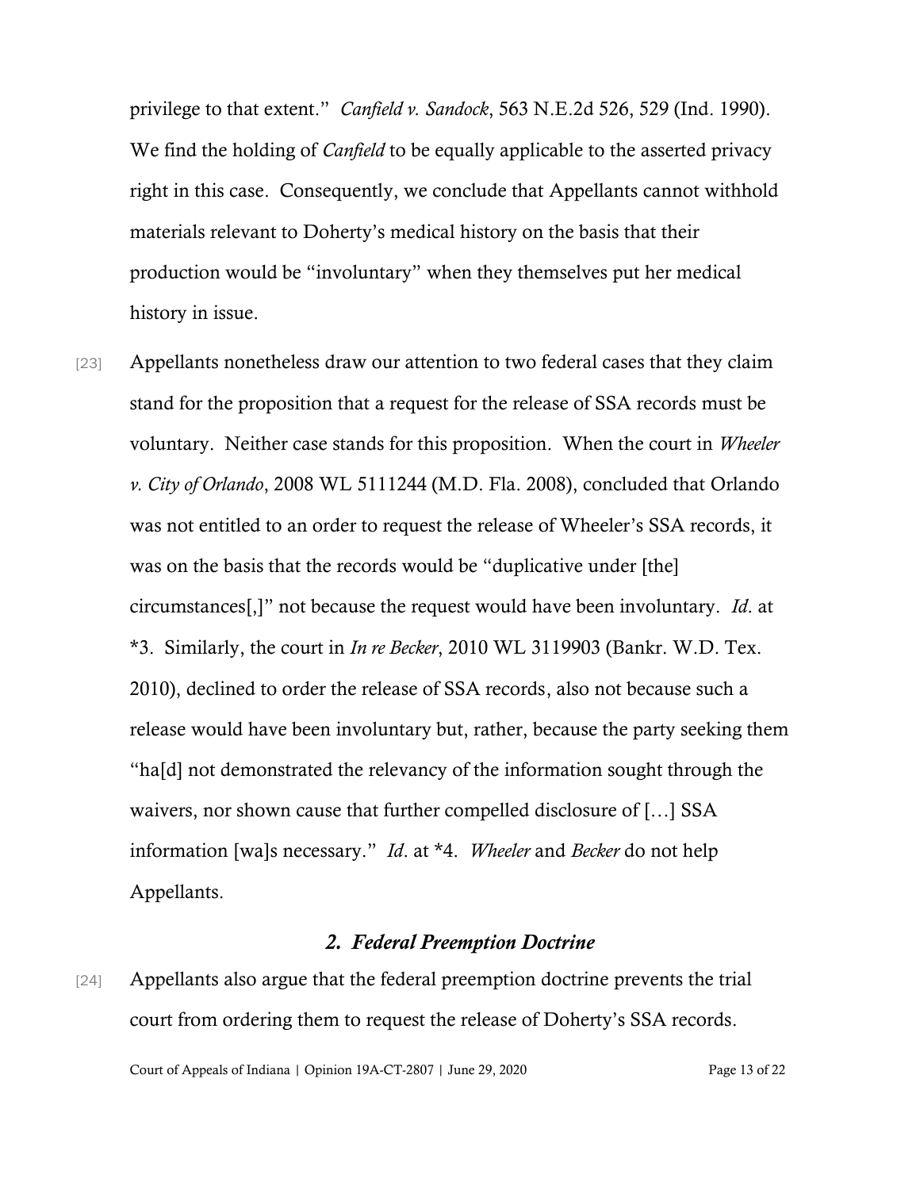privilege to that extent." *Canfield v. Sandock*, 563 N.E.2d 526, 529 (Ind. 1990). We find the holding of *Canfield* to be equally applicable to the asserted privacy right in this case. Consequently, we conclude that Appellants cannot withhold materials relevant to Doherty's medical history on the basis that their production would be "involuntary" when they themselves put her medical history in issue.

[23] Appellants nonetheless draw our attention to two federal cases that they claim stand for the proposition that a request for the release of SSA records must be voluntary. Neither case stands for this proposition. When the court in *Wheeler v. City of Orlando*, 2008 WL 5111244 (M.D. Fla. 2008), concluded that Orlando was not entitled to an order to request the release of Wheeler's SSA records, it was on the basis that the records would be "duplicative under [the] circumstances[,]" not because the request would have been involuntary. *Id*. at *3. Similarly, the court in *In re Becker*, 2010 WL 3119903 (Bankr. W.D. Tex. 2010), declined to order the release of SSA records, also not because such a release would have been involuntary but, rather, because the party seeking them "ha[d] not demonstrated the relevancy of the information sought through the waivers, nor shown cause that further compelled disclosure of […] SSA information [wa]s necessary." *Id*. at *4. *Wheeler* and *Becker* do not help Appellants.

### *2. Federal Preemption Doctrine*

[24] Appellants also argue that the federal preemption doctrine prevents the trial court from ordering them to request the release of Doherty's SSA records.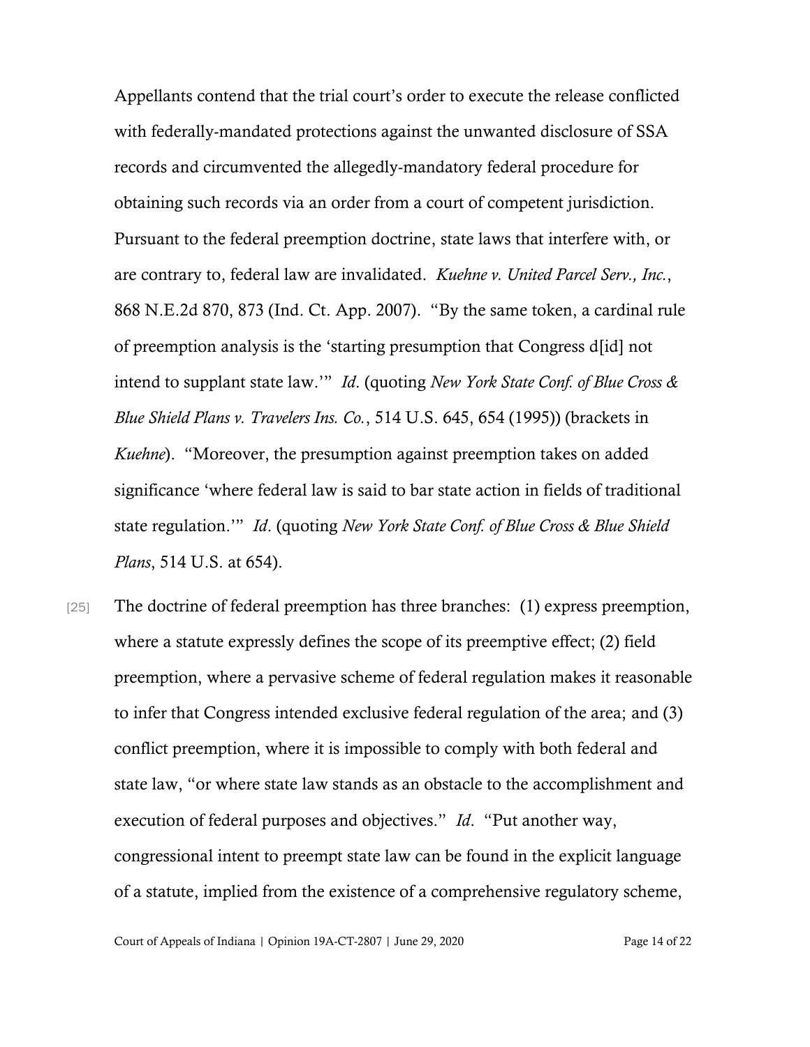Appellants contend that the trial court's order to execute the release conflicted with federally-mandated protections against the unwanted disclosure of SSA records and circumvented the allegedly-mandatory federal procedure for obtaining such records via an order from a court of competent jurisdiction. Pursuant to the federal preemption doctrine, state laws that interfere with, or are contrary to, federal law are invalidated. *Kuehne v. United Parcel Serv., Inc.*, 868 N.E.2d 870, 873 (Ind. Ct. App. 2007). "By the same token, a cardinal rule of preemption analysis is the 'starting presumption that Congress d[id] not intend to supplant state law.'" *Id*. (quoting *New York State Conf. of Blue Cross & Blue Shield Plans v. Travelers Ins. Co.*, 514 U.S. 645, 654 (1995)) (brackets in *Kuehne*). "Moreover, the presumption against preemption takes on added significance 'where federal law is said to bar state action in fields of traditional state regulation.'" *Id*. (quoting *New York State Conf. of Blue Cross & Blue Shield Plans*, 514 U.S. at 654).

[25] The doctrine of federal preemption has three branches: (1) express preemption, where a statute expressly defines the scope of its preemptive effect; (2) field preemption, where a pervasive scheme of federal regulation makes it reasonable to infer that Congress intended exclusive federal regulation of the area; and (3) conflict preemption, where it is impossible to comply with both federal and state law, "or where state law stands as an obstacle to the accomplishment and execution of federal purposes and objectives." *Id*. "Put another way, congressional intent to preempt state law can be found in the explicit language of a statute, implied from the existence of a comprehensive regulatory scheme,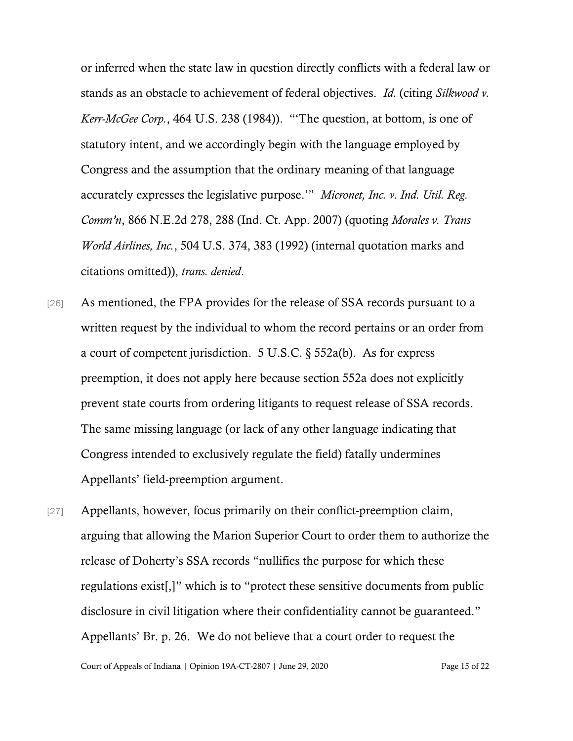or inferred when the state law in question directly conflicts with a federal law or stands as an obstacle to achievement of federal objectives. *Id.* (citing *Silkwood v. Kerr-McGee Corp.*, 464 U.S. 238 (1984)). "'The question, at bottom, is one of statutory intent, and we accordingly begin with the language employed by Congress and the assumption that the ordinary meaning of that language accurately expresses the legislative purpose.'" *Micronet, Inc. v. Ind. Util. Reg. Comm'n*, 866 N.E.2d 278, 288 (Ind. Ct. App. 2007) (quoting *Morales v. Trans World Airlines, Inc.*, 504 U.S. 374, 383 (1992) (internal quotation marks and citations omitted)), *trans. denied*.

[26] As mentioned, the FPA provides for the release of SSA records pursuant to a written request by the individual to whom the record pertains or an order from a court of competent jurisdiction. 5 U.S.C. § 552a(b). As for express preemption, it does not apply here because section 552a does not explicitly prevent state courts from ordering litigants to request release of SSA records. The same missing language (or lack of any other language indicating that Congress intended to exclusively regulate the field) fatally undermines Appellants' field-preemption argument.

[27] Appellants, however, focus primarily on their conflict-preemption claim, arguing that allowing the Marion Superior Court to order them to authorize the release of Doherty's SSA records "nullifies the purpose for which these regulations exist[,]" which is to "protect these sensitive documents from public disclosure in civil litigation where their confidentiality cannot be guaranteed." Appellants' Br. p. 26. We do not believe that a court order to request the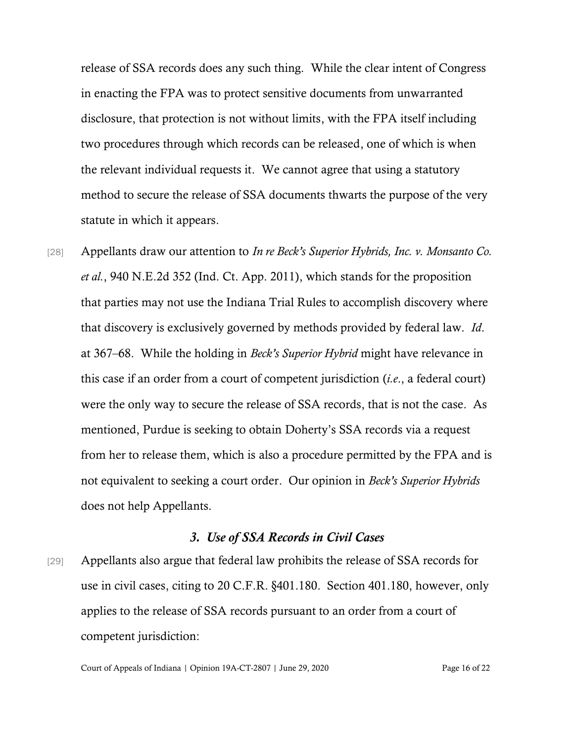release of SSA records does any such thing. While the clear intent of Congress in enacting the FPA was to protect sensitive documents from unwarranted disclosure, that protection is not without limits, with the FPA itself including two procedures through which records can be released, one of which is when the relevant individual requests it. We cannot agree that using a statutory method to secure the release of SSA documents thwarts the purpose of the very statute in which it appears.

[28] Appellants draw our attention to *In re Beck's Superior Hybrids, Inc. v. Monsanto Co. et al.*, 940 N.E.2d 352 (Ind. Ct. App. 2011), which stands for the proposition that parties may not use the Indiana Trial Rules to accomplish discovery where that discovery is exclusively governed by methods provided by federal law. *Id.* at 367–68. While the holding in *Beck's Superior Hybrid* might have relevance in this case if an order from a court of competent jurisdiction (*i.e.*, a federal court) were the only way to secure the release of SSA records, that is not the case. As mentioned, Purdue is seeking to obtain Doherty's SSA records via a request from her to release them, which is also a procedure permitted by the FPA and is not equivalent to seeking a court order. Our opinion in *Beck's Superior Hybrids* does not help Appellants.

### *3. Use of SSA Records in Civil Cases*

[29] Appellants also argue that federal law prohibits the release of SSA records for use in civil cases, citing to 20 C.F.R. §401.180. Section 401.180, however, only applies to the release of SSA records pursuant to an order from a court of competent jurisdiction: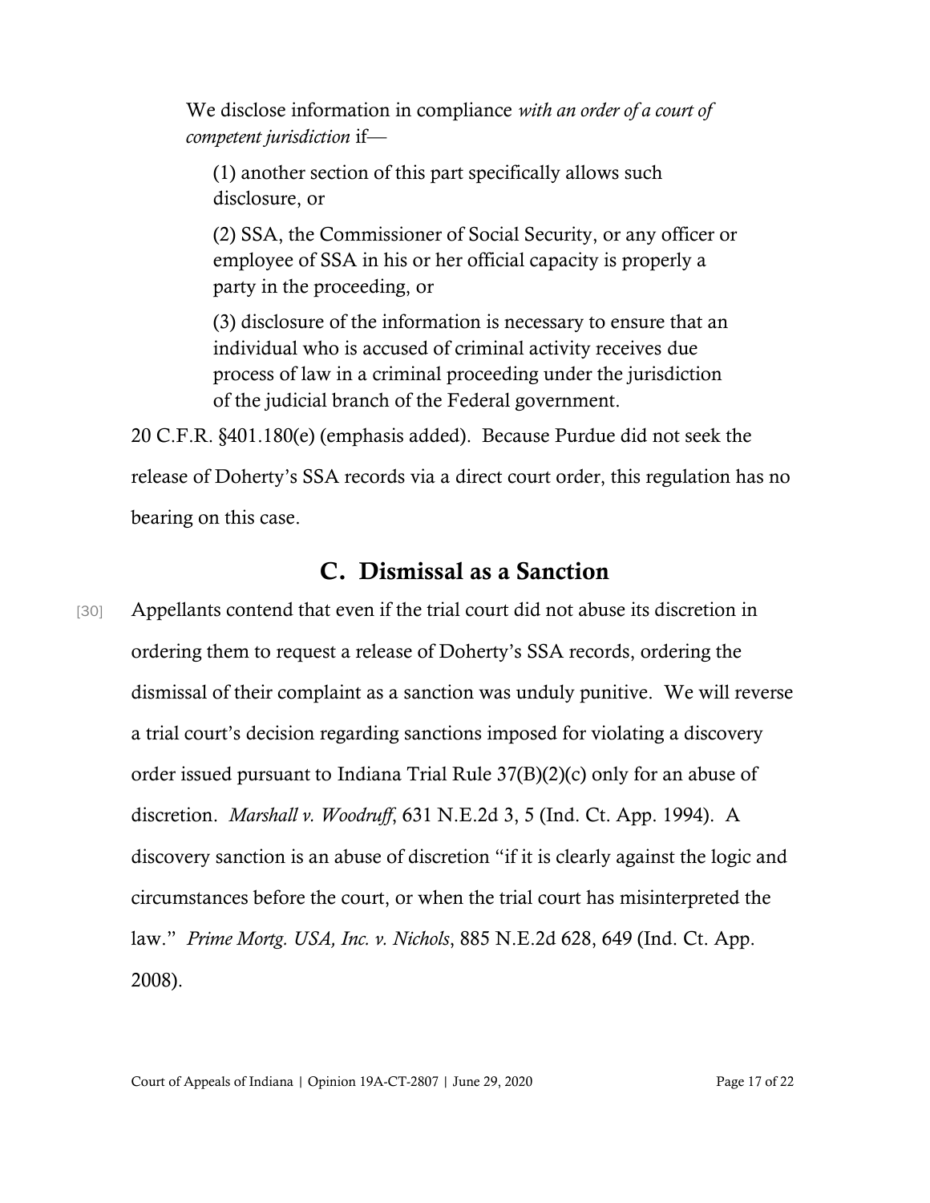> We disclose information in compliance *with an order of a court of competent jurisdiction* if—
>
> (1) another section of this part specifically allows such disclosure, or
>
> (2) SSA, the Commissioner of Social Security, or any officer or employee of SSA in his or her official capacity is properly a party in the proceeding, or
>
> (3) disclosure of the information is necessary to ensure that an individual who is accused of criminal activity receives due process of law in a criminal proceeding under the jurisdiction of the judicial branch of the Federal government.

20 C.F.R. §401.180(e) (emphasis added). Because Purdue did not seek the release of Doherty's SSA records via a direct court order, this regulation has no bearing on this case.

## C. Dismissal as a Sanction

[30] Appellants contend that even if the trial court did not abuse its discretion in ordering them to request a release of Doherty's SSA records, ordering the dismissal of their complaint as a sanction was unduly punitive. We will reverse a trial court's decision regarding sanctions imposed for violating a discovery order issued pursuant to Indiana Trial Rule 37(B)(2)(c) only for an abuse of discretion. *Marshall v. Woodruff*, 631 N.E.2d 3, 5 (Ind. Ct. App. 1994). A discovery sanction is an abuse of discretion "if it is clearly against the logic and circumstances before the court, or when the trial court has misinterpreted the law." *Prime Mortg. USA, Inc. v. Nichols*, 885 N.E.2d 628, 649 (Ind. Ct. App. 2008).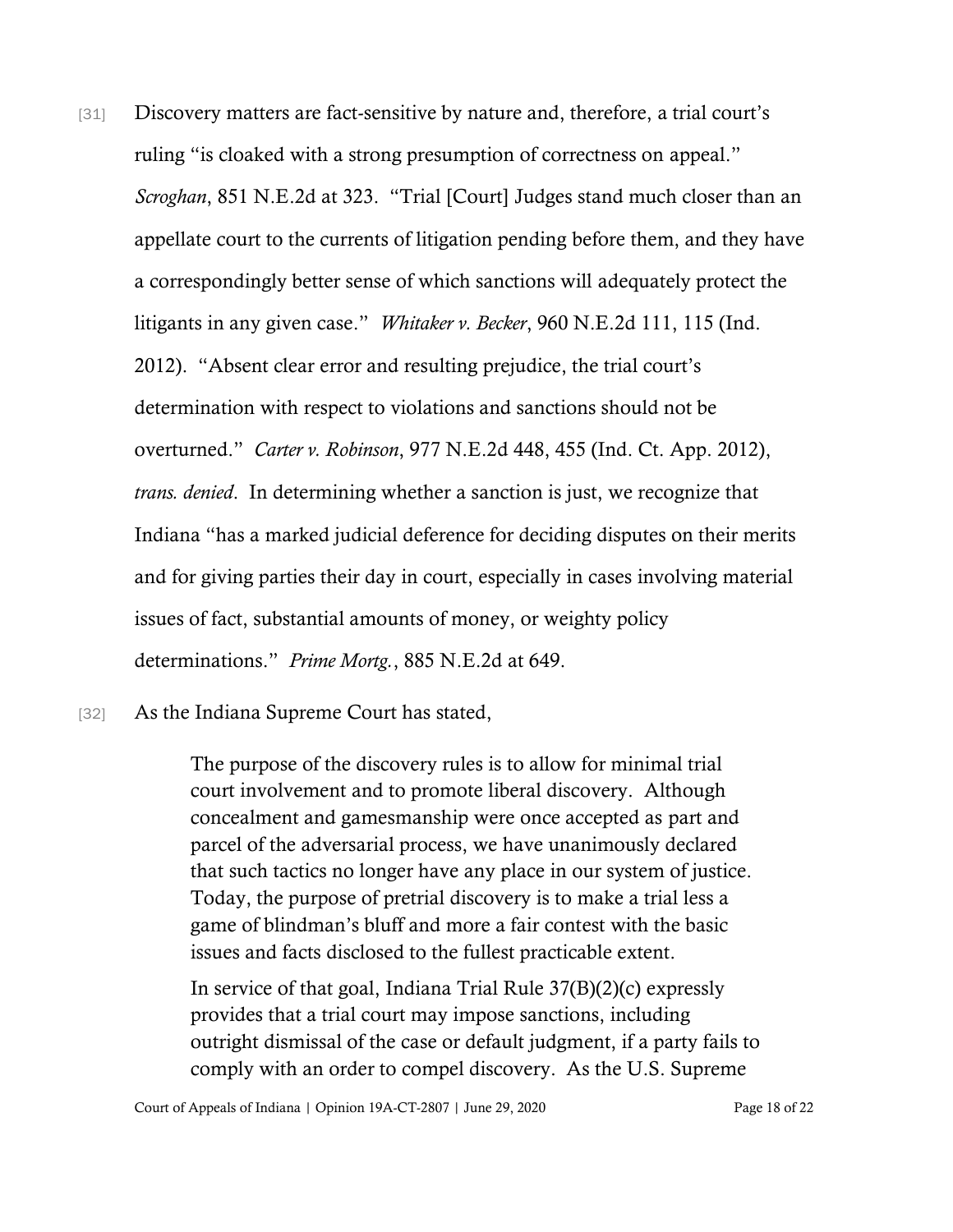[31] Discovery matters are fact-sensitive by nature and, therefore, a trial court's ruling "is cloaked with a strong presumption of correctness on appeal." *Scroghan*, 851 N.E.2d at 323. "Trial [Court] Judges stand much closer than an appellate court to the currents of litigation pending before them, and they have a correspondingly better sense of which sanctions will adequately protect the litigants in any given case." *Whitaker v. Becker*, 960 N.E.2d 111, 115 (Ind. 2012). "Absent clear error and resulting prejudice, the trial court's determination with respect to violations and sanctions should not be overturned." *Carter v. Robinson*, 977 N.E.2d 448, 455 (Ind. Ct. App. 2012), *trans. denied*. In determining whether a sanction is just, we recognize that Indiana "has a marked judicial deference for deciding disputes on their merits and for giving parties their day in court, especially in cases involving material issues of fact, substantial amounts of money, or weighty policy determinations." *Prime Mortg.*, 885 N.E.2d at 649.

[32] As the Indiana Supreme Court has stated,

> The purpose of the discovery rules is to allow for minimal trial court involvement and to promote liberal discovery. Although concealment and gamesmanship were once accepted as part and parcel of the adversarial process, we have unanimously declared that such tactics no longer have any place in our system of justice. Today, the purpose of pretrial discovery is to make a trial less a game of blindman's bluff and more a fair contest with the basic issues and facts disclosed to the fullest practicable extent.
>
> In service of that goal, Indiana Trial Rule 37(B)(2)(c) expressly provides that a trial court may impose sanctions, including outright dismissal of the case or default judgment, if a party fails to comply with an order to compel discovery. As the U.S. Supreme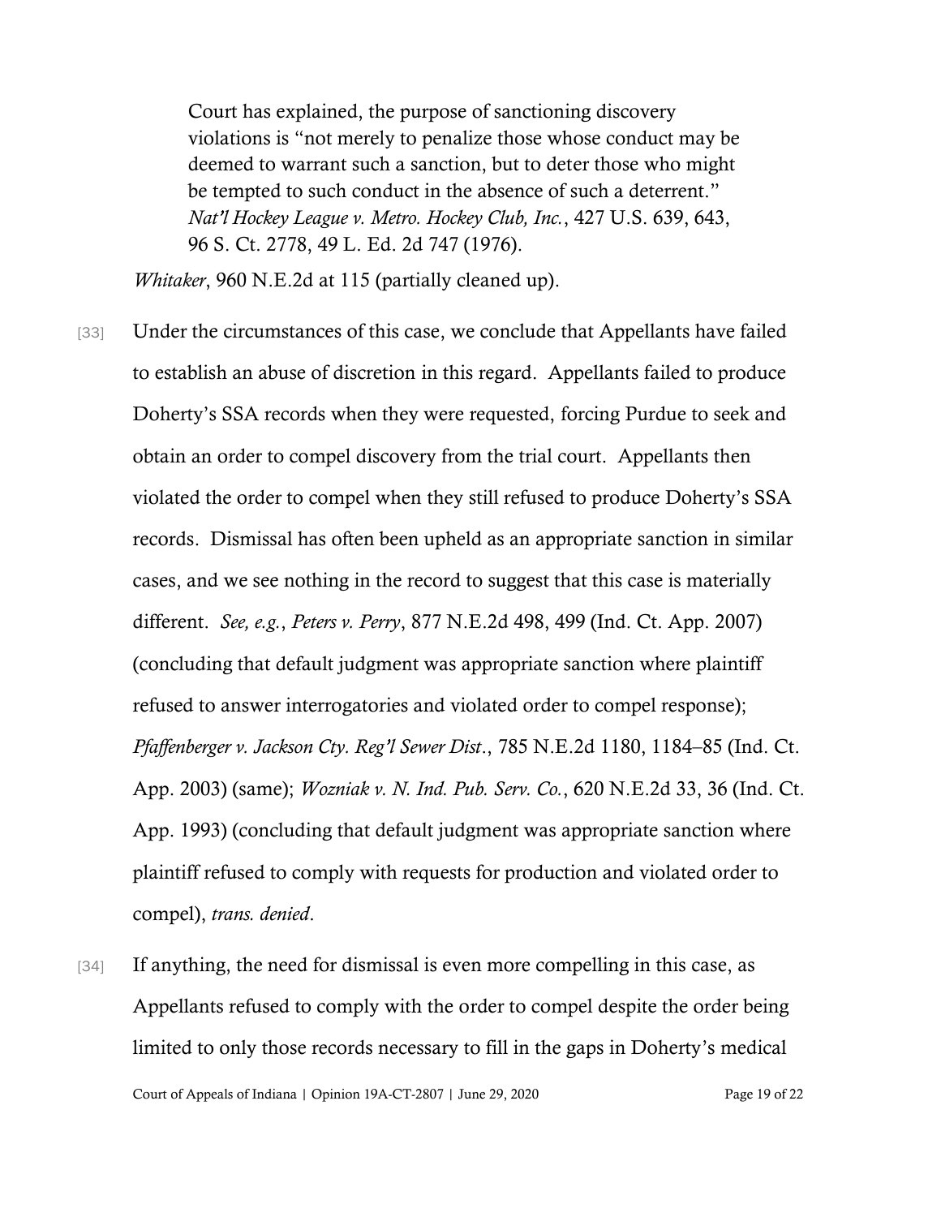> Court has explained, the purpose of sanctioning discovery violations is "not merely to penalize those whose conduct may be deemed to warrant such a sanction, but to deter those who might be tempted to such conduct in the absence of such a deterrent." *Nat'l Hockey League v. Metro. Hockey Club, Inc.*, 427 U.S. 639, 643, 96 S. Ct. 2778, 49 L. Ed. 2d 747 (1976).

*Whitaker*, 960 N.E.2d at 115 (partially cleaned up).

[33] Under the circumstances of this case, we conclude that Appellants have failed to establish an abuse of discretion in this regard. Appellants failed to produce Doherty's SSA records when they were requested, forcing Purdue to seek and obtain an order to compel discovery from the trial court. Appellants then violated the order to compel when they still refused to produce Doherty's SSA records. Dismissal has often been upheld as an appropriate sanction in similar cases, and we see nothing in the record to suggest that this case is materially different. *See, e.g.*, *Peters v. Perry*, 877 N.E.2d 498, 499 (Ind. Ct. App. 2007) (concluding that default judgment was appropriate sanction where plaintiff refused to answer interrogatories and violated order to compel response); *Pfaffenberger v. Jackson Cty. Reg'l Sewer Dist*., 785 N.E.2d 1180, 1184–85 (Ind. Ct. App. 2003) (same); *Wozniak v. N. Ind. Pub. Serv. Co.*, 620 N.E.2d 33, 36 (Ind. Ct. App. 1993) (concluding that default judgment was appropriate sanction where plaintiff refused to comply with requests for production and violated order to compel), *trans. denied*.

[34] If anything, the need for dismissal is even more compelling in this case, as Appellants refused to comply with the order to compel despite the order being limited to only those records necessary to fill in the gaps in Doherty's medical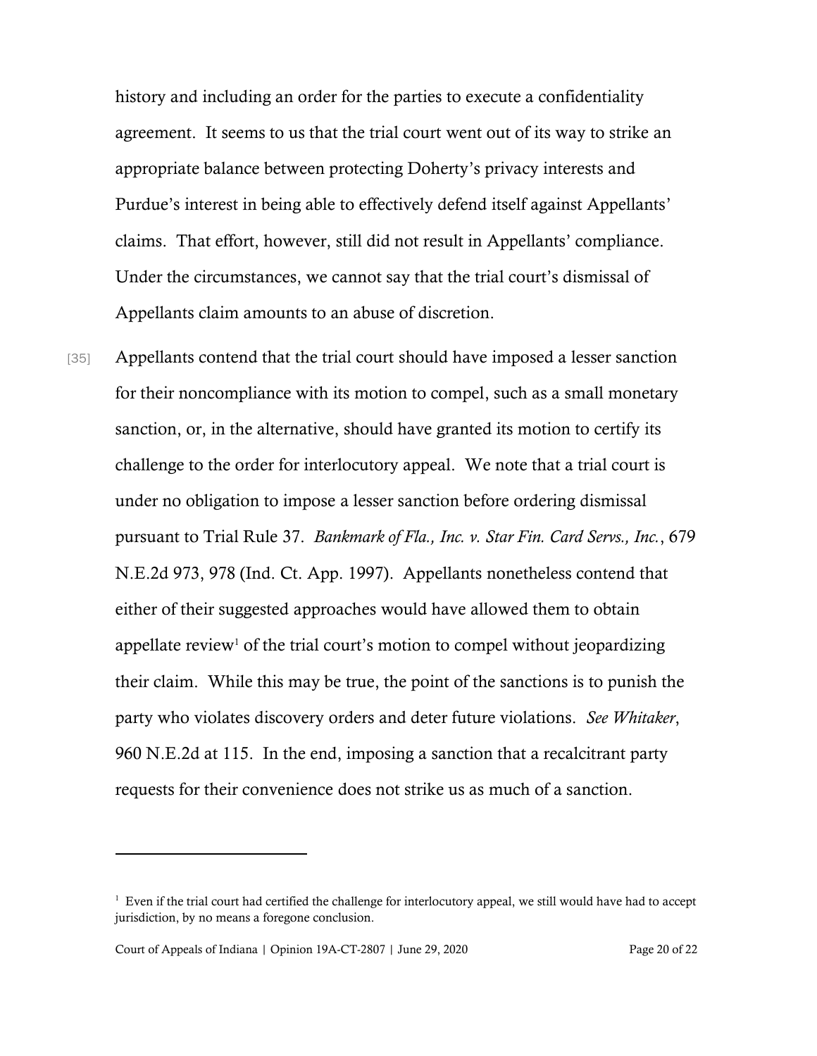history and including an order for the parties to execute a confidentiality agreement. It seems to us that the trial court went out of its way to strike an appropriate balance between protecting Doherty's privacy interests and Purdue's interest in being able to effectively defend itself against Appellants' claims. That effort, however, still did not result in Appellants' compliance. Under the circumstances, we cannot say that the trial court's dismissal of Appellants claim amounts to an abuse of discretion.

[35] Appellants contend that the trial court should have imposed a lesser sanction for their noncompliance with its motion to compel, such as a small monetary sanction, or, in the alternative, should have granted its motion to certify its challenge to the order for interlocutory appeal. We note that a trial court is under no obligation to impose a lesser sanction before ordering dismissal pursuant to Trial Rule 37. *Bankmark of Fla., Inc. v. Star Fin. Card Servs., Inc.*, 679 N.E.2d 973, 978 (Ind. Ct. App. 1997). Appellants nonetheless contend that either of their suggested approaches would have allowed them to obtain appellate review[1] of the trial court's motion to compel without jeopardizing their claim. While this may be true, the point of the sanctions is to punish the party who violates discovery orders and deter future violations. *See Whitaker*, 960 N.E.2d at 115. In the end, imposing a sanction that a recalcitrant party requests for their convenience does not strike us as much of a sanction.

---

[1] Even if the trial court had certified the challenge for interlocutory appeal, we still would have had to accept jurisdiction, by no means a foregone conclusion.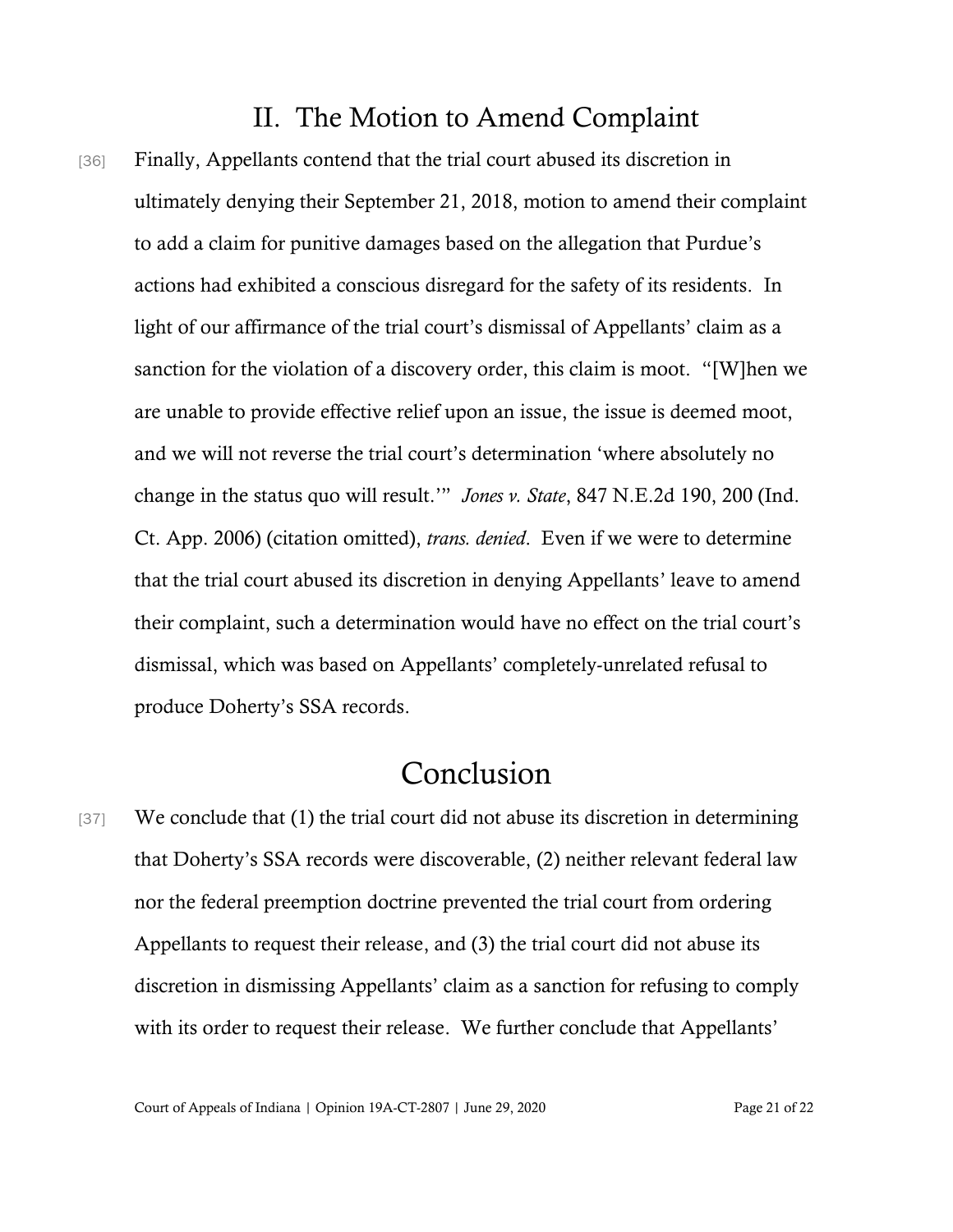## II. The Motion to Amend Complaint

[36] Finally, Appellants contend that the trial court abused its discretion in ultimately denying their September 21, 2018, motion to amend their complaint to add a claim for punitive damages based on the allegation that Purdue's actions had exhibited a conscious disregard for the safety of its residents. In light of our affirmance of the trial court's dismissal of Appellants' claim as a sanction for the violation of a discovery order, this claim is moot. "[W]hen we are unable to provide effective relief upon an issue, the issue is deemed moot, and we will not reverse the trial court's determination 'where absolutely no change in the status quo will result.'" *Jones v. State*, 847 N.E.2d 190, 200 (Ind. Ct. App. 2006) (citation omitted), *trans. denied*. Even if we were to determine that the trial court abused its discretion in denying Appellants' leave to amend their complaint, such a determination would have no effect on the trial court's dismissal, which was based on Appellants' completely-unrelated refusal to produce Doherty's SSA records.

# Conclusion

[37] We conclude that (1) the trial court did not abuse its discretion in determining that Doherty's SSA records were discoverable, (2) neither relevant federal law nor the federal preemption doctrine prevented the trial court from ordering Appellants to request their release, and (3) the trial court did not abuse its discretion in dismissing Appellants' claim as a sanction for refusing to comply with its order to request their release. We further conclude that Appellants'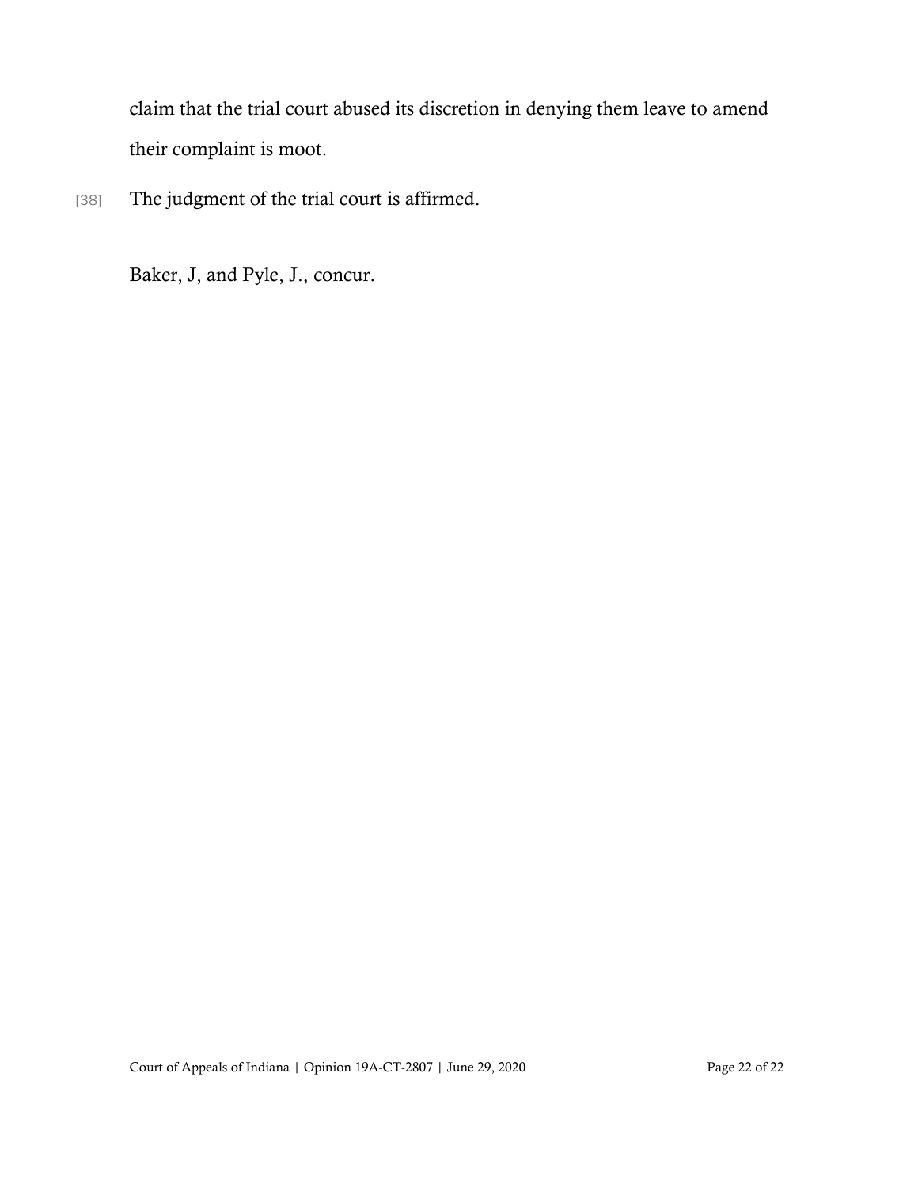claim that the trial court abused its discretion in denying them leave to amend their complaint is moot.

[38] The judgment of the trial court is affirmed.

Baker, J, and Pyle, J., concur.